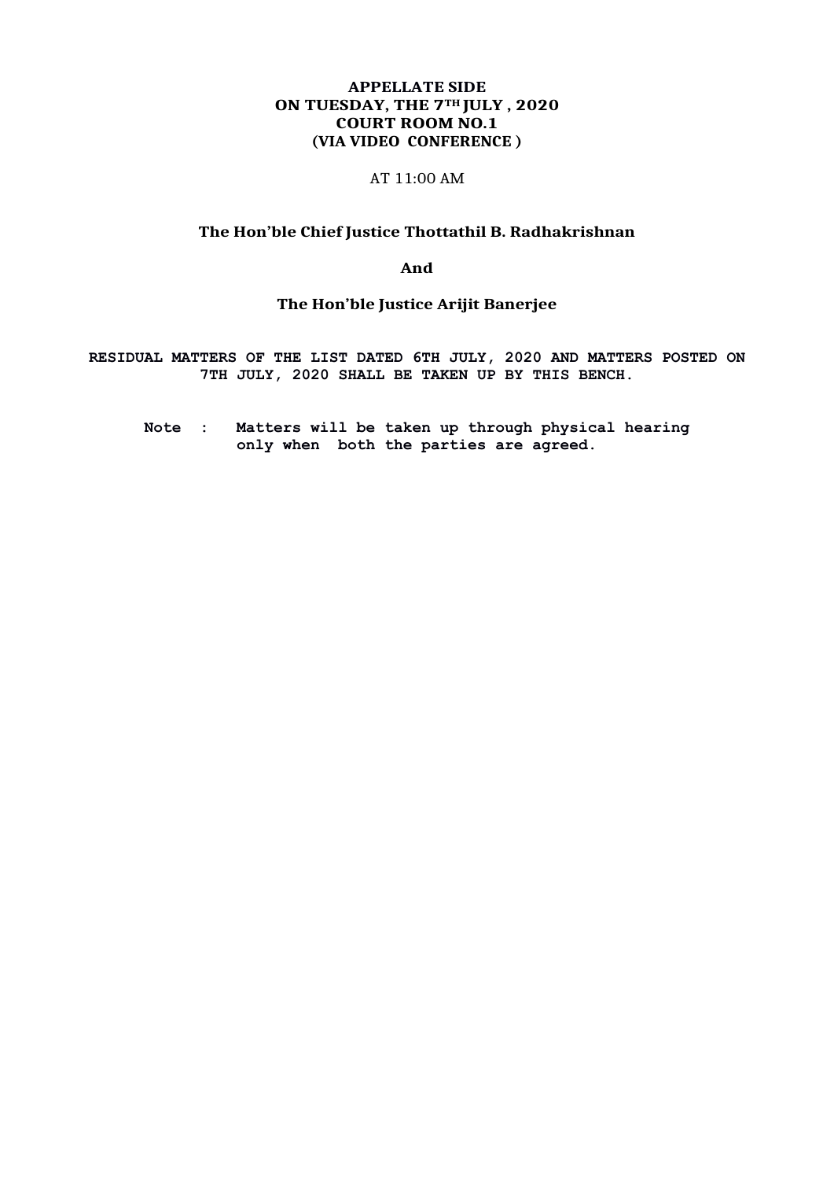**APPELLATE SIDE**
**ON TUESDAY, THE 7TH JULY , 2020**
**COURT ROOM NO.1**
**(VIA VIDEO CONFERENCE )**

AT 11:00 AM

**The Hon'ble Chief Justice Thottathil B. Radhakrishnan**

**And**

**The Hon'ble Justice Arijit Banerjee**

**RESIDUAL MATTERS OF THE LIST DATED 6TH JULY, 2020 AND MATTERS POSTED ON 7TH JULY, 2020 SHALL BE TAKEN UP BY THIS BENCH.**

**Note : Matters will be taken up through physical hearing only when both the parties are agreed.**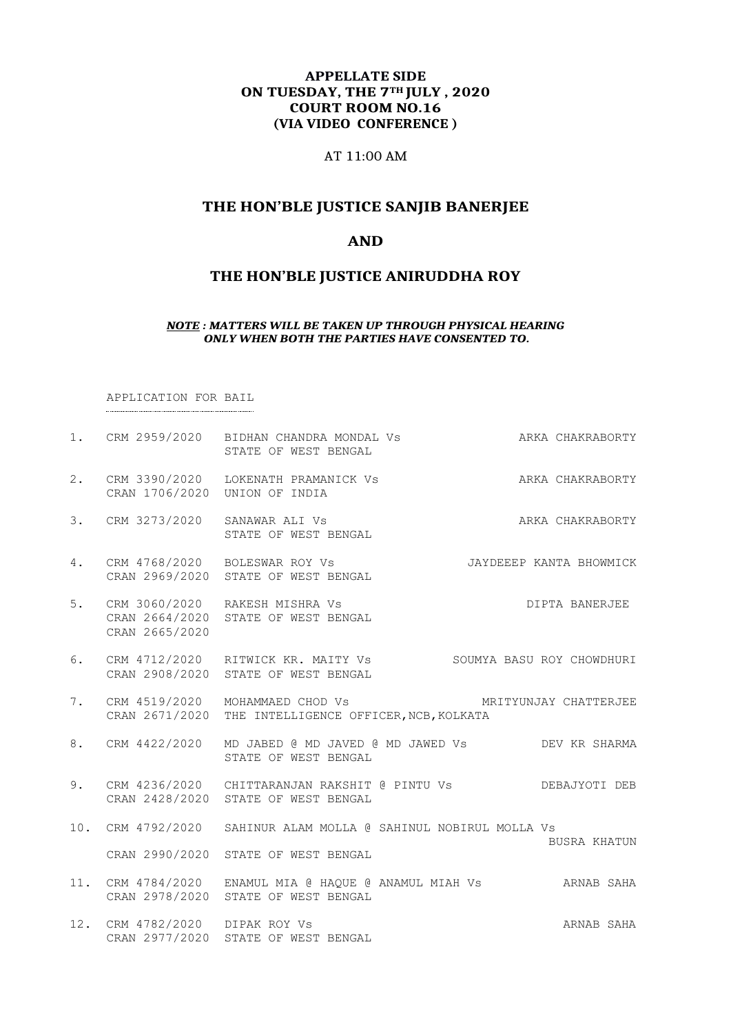**APPELLATE SIDE**
**ON TUESDAY, THE 7TH JULY , 2020**
**COURT ROOM NO.16**
**(VIA VIDEO CONFERENCE )**

AT 11:00 AM

## THE HON'BLE JUSTICE SANJIB BANERJEE

## AND

## THE HON'BLE JUSTICE ANIRUDDHA ROY

***NOTE : MATTERS WILL BE TAKEN UP THROUGH PHYSICAL HEARING ONLY WHEN BOTH THE PARTIES HAVE CONSENTED TO.***

APPLICATION FOR BAIL

| | | | |
|---|---|---|---|
| 1. | CRM 2959/2020 | BIDHAN CHANDRA MONDAL Vs STATE OF WEST BENGAL | ARKA CHAKRABORTY |
| 2. | CRM 3390/2020 CRAN 1706/2020 | LOKENATH PRAMANICK Vs UNION OF INDIA | ARKA CHAKRABORTY |
| 3. | CRM 3273/2020 | SANAWAR ALI Vs STATE OF WEST BENGAL | ARKA CHAKRABORTY |
| 4. | CRM 4768/2020 CRAN 2969/2020 | BOLESWAR ROY Vs STATE OF WEST BENGAL | JAYDEEEP KANTA BHOWMICK |
| 5. | CRM 3060/2020 CRAN 2664/2020 CRAN 2665/2020 | RAKESH MISHRA Vs STATE OF WEST BENGAL | DIPTA BANERJEE |
| 6. | CRM 4712/2020 CRAN 2908/2020 | RITWICK KR. MAITY Vs STATE OF WEST BENGAL | SOUMYA BASU ROY CHOWDHURI |
| 7. | CRM 4519/2020 CRAN 2671/2020 | MOHAMMAED CHOD Vs THE INTELLIGENCE OFFICER,NCB,KOLKATA | MRITYUNJAY CHATTERJEE |
| 8. | CRM 4422/2020 | MD JABED @ MD JAVED @ MD JAWED Vs STATE OF WEST BENGAL | DEV KR SHARMA |
| 9. | CRM 4236/2020 CRAN 2428/2020 | CHITTARANJAN RAKSHIT @ PINTU Vs STATE OF WEST BENGAL | DEBAJYOTI DEB |
| 10. | CRM 4792/2020 CRAN 2990/2020 | SAHINUR ALAM MOLLA @ SAHINUL NOBIRUL MOLLA Vs STATE OF WEST BENGAL | BUSRA KHATUN |
| 11. | CRM 4784/2020 CRAN 2978/2020 | ENAMUL MIA @ HAQUE @ ANAMUL MIAH Vs STATE OF WEST BENGAL | ARNAB SAHA |
| 12. | CRM 4782/2020 CRAN 2977/2020 | DIPAK ROY Vs STATE OF WEST BENGAL | ARNAB SAHA |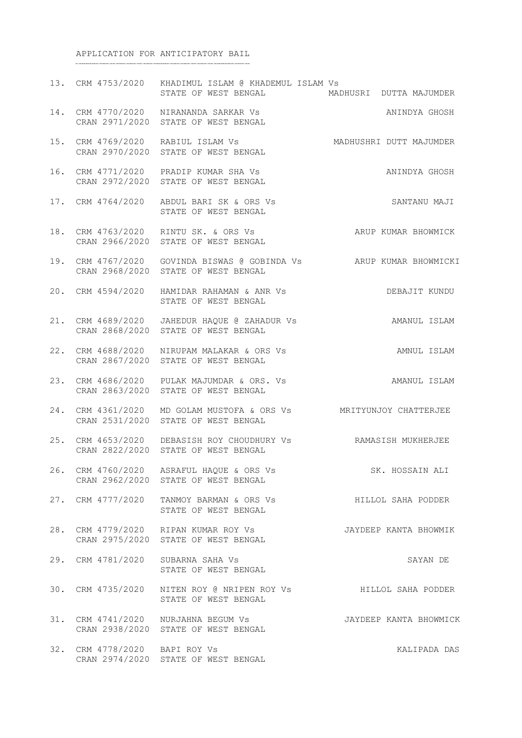## APPLICATION FOR ANTICIPATORY BAIL

| No. | Case No. | Parties | Advocate |
|---|---|---|---|
| 13. | CRM 4753/2020 | KHADIMUL ISLAM @ KHADEMUL ISLAM Vs STATE OF WEST BENGAL | MADHUSRI DUTTA MAJUMDER |
| 14. | CRM 4770/2020 CRAN 2971/2020 | NIRANANDA SARKAR Vs STATE OF WEST BENGAL | ANINDYA GHOSH |
| 15. | CRM 4769/2020 CRAN 2970/2020 | RABIUL ISLAM Vs STATE OF WEST BENGAL | MADHUSHRI DUTT MAJUMDER |
| 16. | CRM 4771/2020 CRAN 2972/2020 | PRADIP KUMAR SHA Vs STATE OF WEST BENGAL | ANINDYA GHOSH |
| 17. | CRM 4764/2020 | ABDUL BARI SK & ORS Vs STATE OF WEST BENGAL | SANTANU MAJI |
| 18. | CRM 4763/2020 CRAN 2966/2020 | RINTU SK. & ORS Vs STATE OF WEST BENGAL | ARUP KUMAR BHOWMICK |
| 19. | CRM 4767/2020 CRAN 2968/2020 | GOVINDA BISWAS @ GOBINDA Vs STATE OF WEST BENGAL | ARUP KUMAR BHOWMICKI |
| 20. | CRM 4594/2020 | HAMIDAR RAHAMAN & ANR Vs STATE OF WEST BENGAL | DEBAJIT KUNDU |
| 21. | CRM 4689/2020 CRAN 2868/2020 | JAHEDUR HAQUE @ ZAHADUR Vs STATE OF WEST BENGAL | AMANUL ISLAM |
| 22. | CRM 4688/2020 CRAN 2867/2020 | NIRUPAM MALAKAR & ORS Vs STATE OF WEST BENGAL | AMNUL ISLAM |
| 23. | CRM 4686/2020 CRAN 2863/2020 | PULAK MAJUMDAR & ORS. Vs STATE OF WEST BENGAL | AMANUL ISLAM |
| 24. | CRM 4361/2020 CRAN 2531/2020 | MD GOLAM MUSTOFA & ORS Vs STATE OF WEST BENGAL | MRITYUNJOY CHATTERJEE |
| 25. | CRM 4653/2020 CRAN 2822/2020 | DEBASISH ROY CHOUDHURY Vs STATE OF WEST BENGAL | RAMASISH MUKHERJEE |
| 26. | CRM 4760/2020 CRAN 2962/2020 | ASRAFUL HAQUE & ORS Vs STATE OF WEST BENGAL | SK. HOSSAIN ALI |
| 27. | CRM 4777/2020 | TANMOY BARMAN & ORS Vs STATE OF WEST BENGAL | HILLOL SAHA PODDER |
| 28. | CRM 4779/2020 CRAN 2975/2020 | RIPAN KUMAR ROY Vs STATE OF WEST BENGAL | JAYDEEP KANTA BHOWMIK |
| 29. | CRM 4781/2020 | SUBARNA SAHA Vs STATE OF WEST BENGAL | SAYAN DE |
| 30. | CRM 4735/2020 | NITEN ROY @ NRIPEN ROY Vs STATE OF WEST BENGAL | HILLOL SAHA PODDER |
| 31. | CRM 4741/2020 CRAN 2938/2020 | NURJAHNA BEGUM Vs STATE OF WEST BENGAL | JAYDEEP KANTA BHOWMICK |
| 32. | CRM 4778/2020 CRAN 2974/2020 | BAPI ROY Vs STATE OF WEST BENGAL | KALIPADA DAS |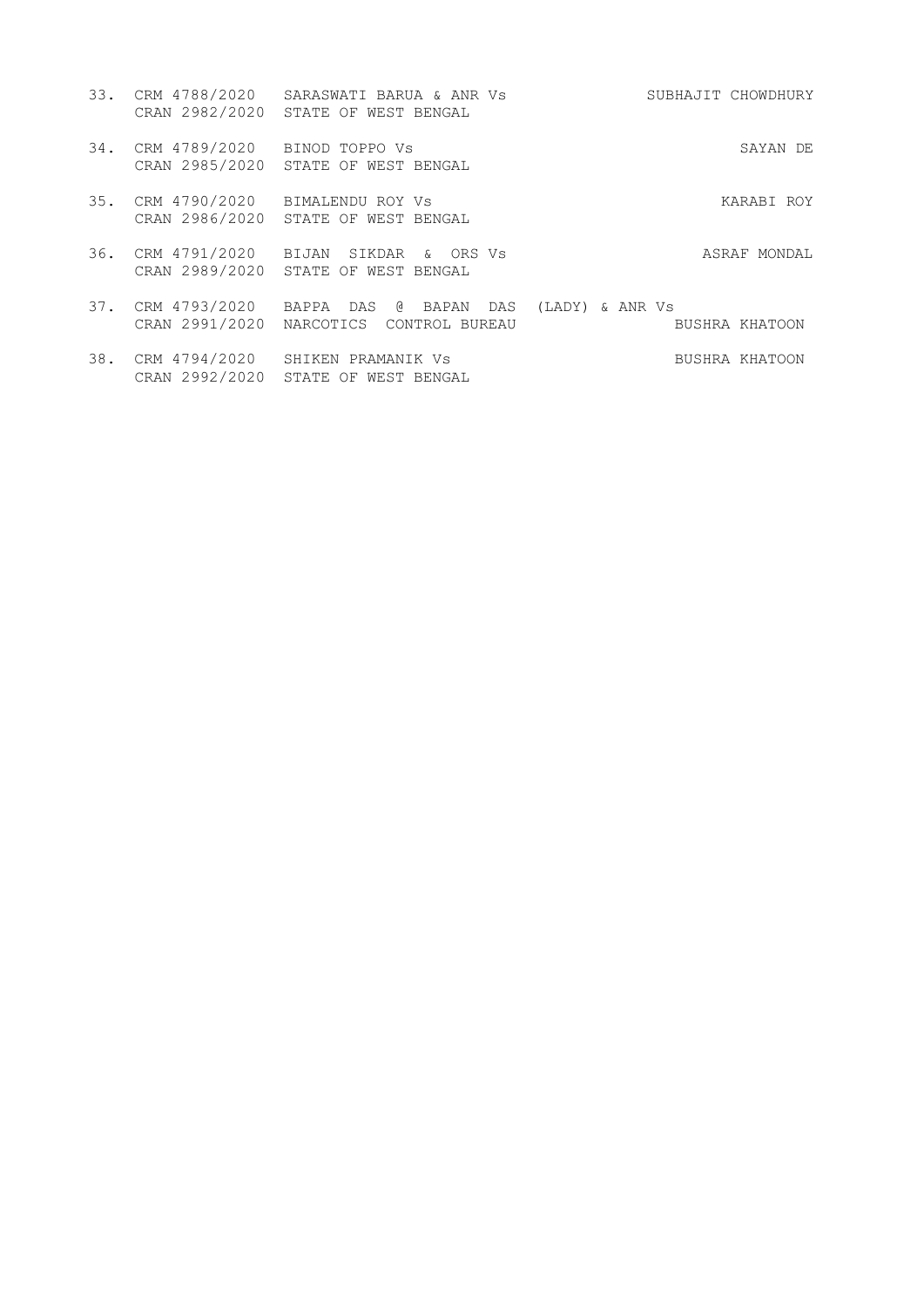| | | | |
|---|---|---|---|
| 33. | CRM 4788/2020<br>CRAN 2982/2020 | SARASWATI BARUA & ANR Vs<br>STATE OF WEST BENGAL | SUBHAJIT CHOWDHURY |
| 34. | CRM 4789/2020<br>CRAN 2985/2020 | BINOD TOPPO Vs<br>STATE OF WEST BENGAL | SAYAN DE |
| 35. | CRM 4790/2020<br>CRAN 2986/2020 | BIMALENDU ROY Vs<br>STATE OF WEST BENGAL | KARABI ROY |
| 36. | CRM 4791/2020<br>CRAN 2989/2020 | BIJAN SIKDAR & ORS Vs<br>STATE OF WEST BENGAL | ASRAF MONDAL |
| 37. | CRM 4793/2020<br>CRAN 2991/2020 | BAPPA DAS @ BAPAN DAS (LADY) & ANR Vs<br>NARCOTICS CONTROL BUREAU | BUSHRA KHATOON |
| 38. | CRM 4794/2020<br>CRAN 2992/2020 | SHIKEN PRAMANIK Vs<br>STATE OF WEST BENGAL | BUSHRA KHATOON |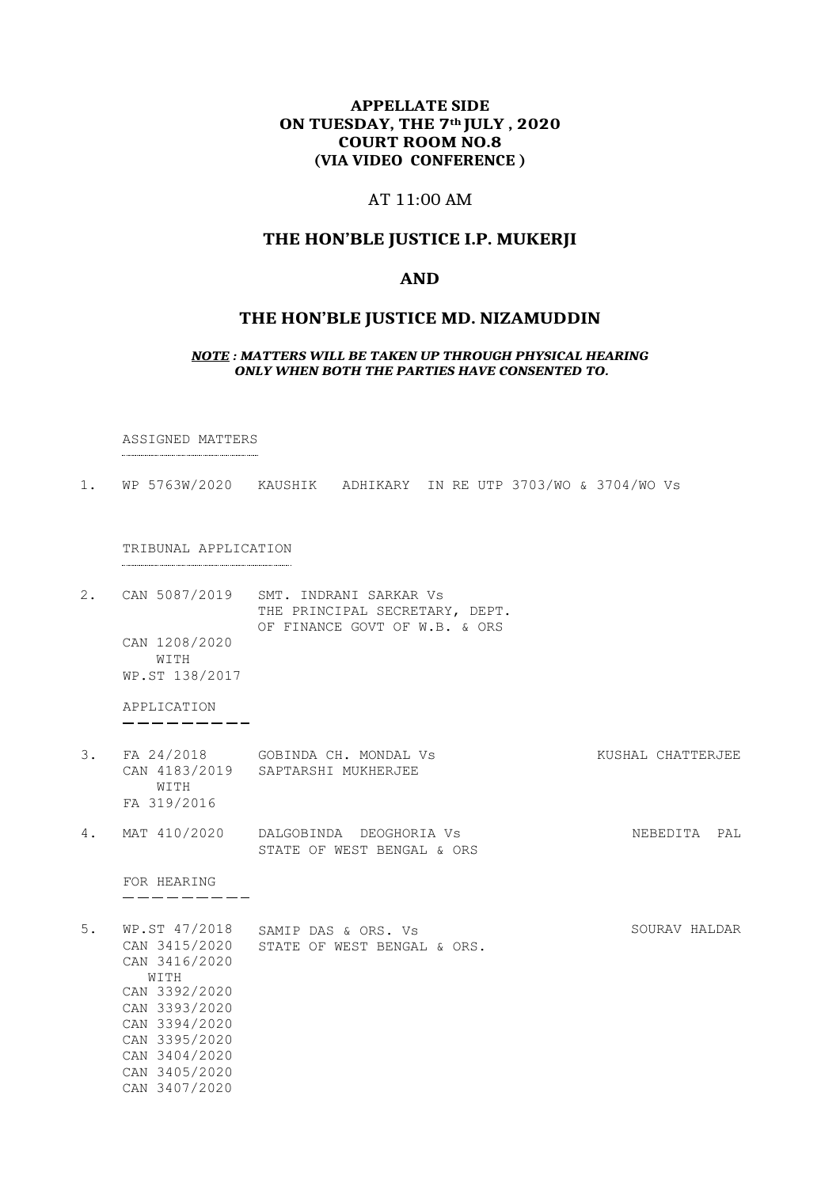**APPELLATE SIDE**
**ON TUESDAY, THE 7th JULY , 2020**
**COURT ROOM NO.8**
**(VIA VIDEO CONFERENCE )**

AT 11:00 AM

## THE HON'BLE JUSTICE I.P. MUKERJI

## AND

## THE HON'BLE JUSTICE MD. NIZAMUDDIN

***NOTE : MATTERS WILL BE TAKEN UP THROUGH PHYSICAL HEARING ONLY WHEN BOTH THE PARTIES HAVE CONSENTED TO.***

ASSIGNED MATTERS

1. WP 5763W/2020 KAUSHIK ADHIKARY IN RE UTP 3703/WO & 3704/WO Vs

TRIBUNAL APPLICATION

2. CAN 5087/2019 SMT. INDRANI SARKAR Vs
   THE PRINCIPAL SECRETARY, DEPT. OF FINANCE GOVT OF W.B. & ORS
   CAN 1208/2020
   WITH
   WP.ST 138/2017

APPLICATION

3. FA 24/2018 GOBINDA CH. MONDAL Vs KUSHAL CHATTERJEE
   CAN 4183/2019 SAPTARSHI MUKHERJEE
   WITH
   FA 319/2016

4. MAT 410/2020 DALGOBINDA DEOGHORIA Vs NEBEDITA PAL
   STATE OF WEST BENGAL & ORS

FOR HEARING

5. WP.ST 47/2018 SAMIP DAS & ORS. Vs SOURAV HALDAR
   CAN 3415/2020 STATE OF WEST BENGAL & ORS.
   CAN 3416/2020
   WITH
   CAN 3392/2020
   CAN 3393/2020
   CAN 3394/2020
   CAN 3395/2020
   CAN 3404/2020
   CAN 3405/2020
   CAN 3407/2020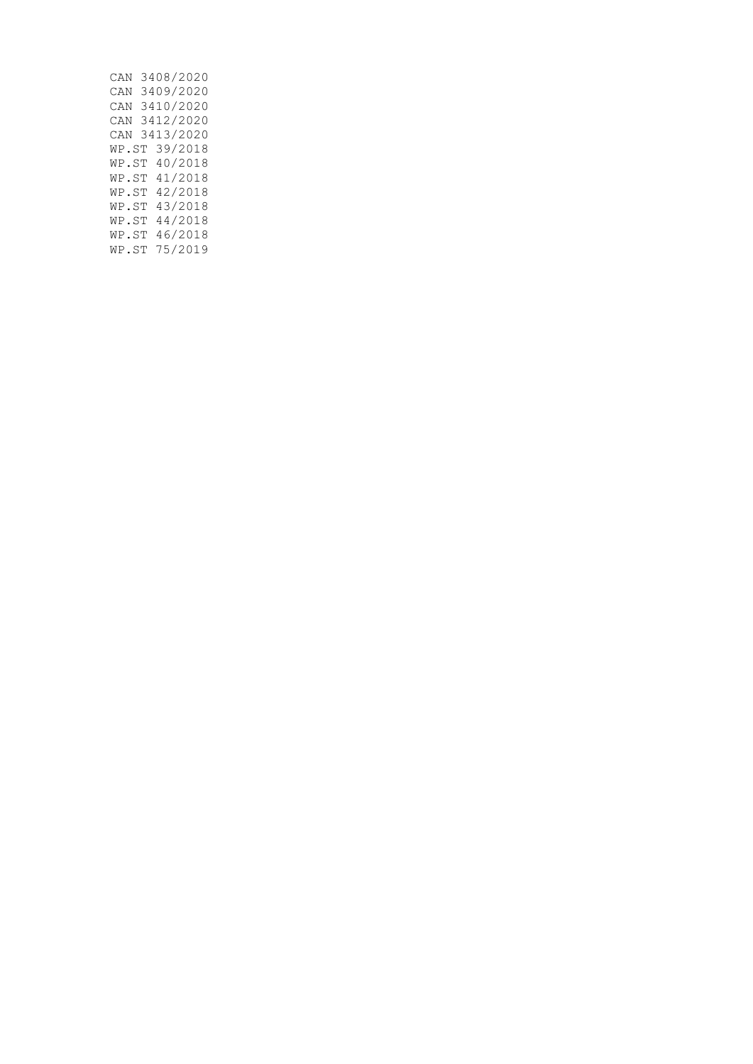CAN 3408/2020
CAN 3409/2020
CAN 3410/2020
CAN 3412/2020
CAN 3413/2020
WP.ST 39/2018
WP.ST 40/2018
WP.ST 41/2018
WP.ST 42/2018
WP.ST 43/2018
WP.ST 44/2018
WP.ST 46/2018
WP.ST 75/2019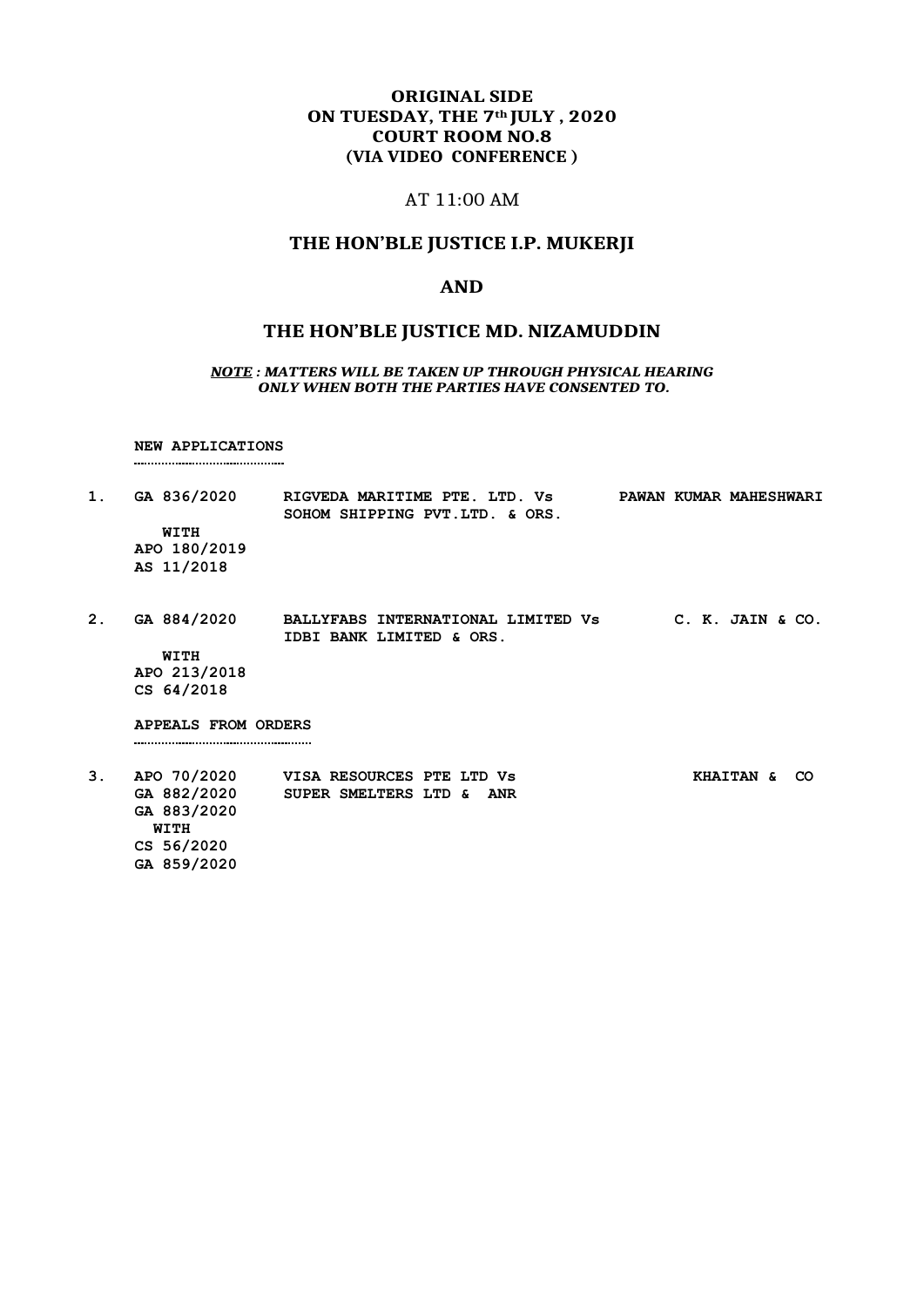**ORIGINAL SIDE**
**ON TUESDAY, THE 7th JULY , 2020**
**COURT ROOM NO.8**
**(VIA VIDEO CONFERENCE )**

AT 11:00 AM

## THE HON'BLE JUSTICE I.P. MUKERJI

## AND

## THE HON'BLE JUSTICE MD. NIZAMUDDIN

***NOTE : MATTERS WILL BE TAKEN UP THROUGH PHYSICAL HEARING ONLY WHEN BOTH THE PARTIES HAVE CONSENTED TO.***

**NEW APPLICATIONS**

| | | | |
|---|---|---|---|
| 1. | GA 836/2020<br>WITH<br>APO 180/2019<br>AS 11/2018 | RIGVEDA MARITIME PTE. LTD. Vs<br>SOHOM SHIPPING PVT.LTD. & ORS. | PAWAN KUMAR MAHESHWARI |
| 2. | GA 884/2020<br>WITH<br>APO 213/2018<br>CS 64/2018 | BALLYFABS INTERNATIONAL LIMITED Vs<br>IDBI BANK LIMITED & ORS. | C. K. JAIN & CO. |

**APPEALS FROM ORDERS**

| | | | |
|---|---|---|---|
| 3. | APO 70/2020<br>GA 882/2020<br>GA 883/2020<br>WITH<br>CS 56/2020<br>GA 859/2020 | VISA RESOURCES PTE LTD Vs<br>SUPER SMELTERS LTD & ANR | KHAITAN & CO |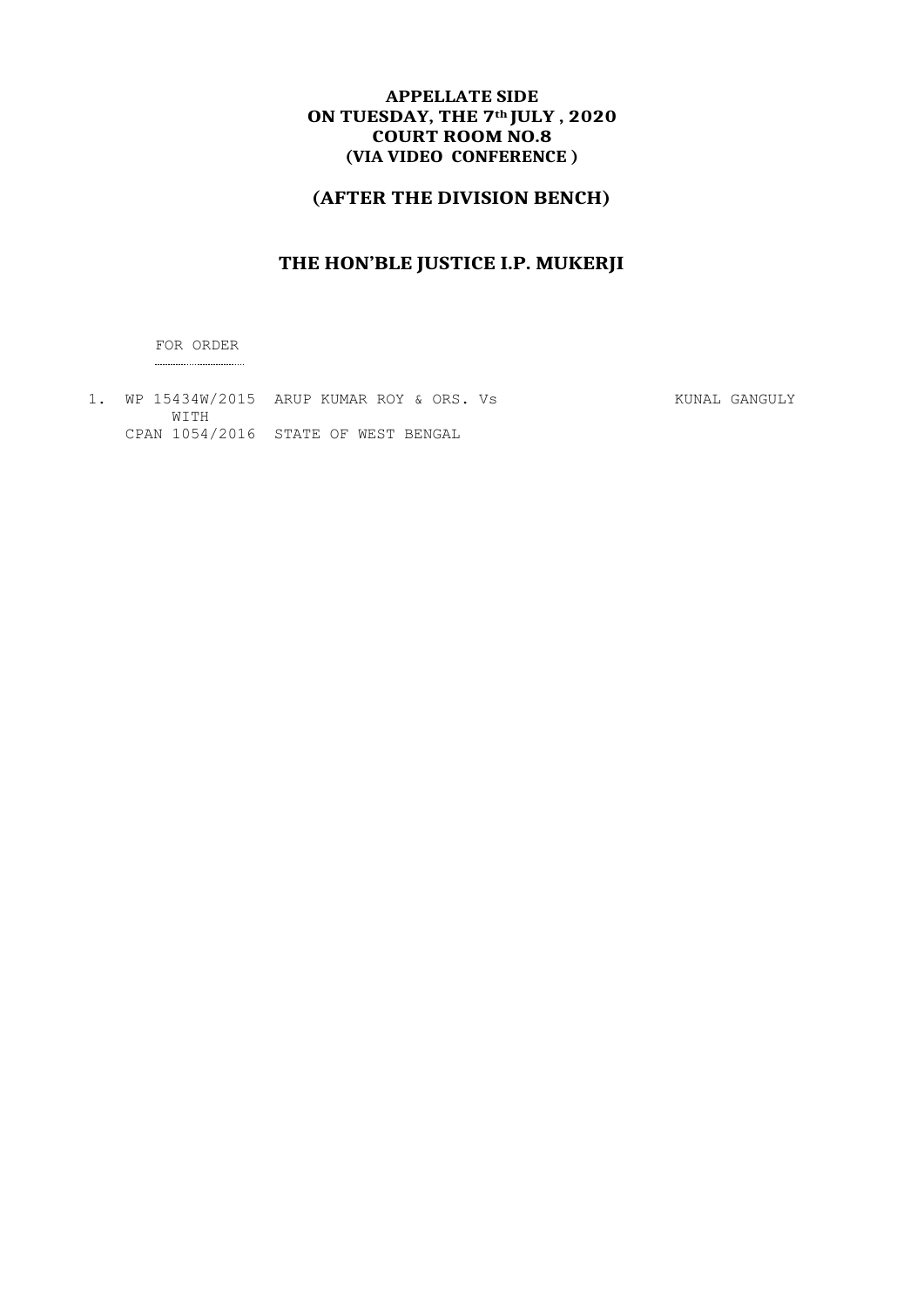**APPELLATE SIDE**
**ON TUESDAY, THE 7th JULY , 2020**
**COURT ROOM NO.8**
**(VIA VIDEO CONFERENCE )**

## (AFTER THE DIVISION BENCH)

## THE HON'BLE JUSTICE I.P. MUKERJI

FOR ORDER

1. WP 15434W/2015 ARUP KUMAR ROY & ORS. Vs KUNAL GANGULY
   WITH
   CPAN 1054/2016 STATE OF WEST BENGAL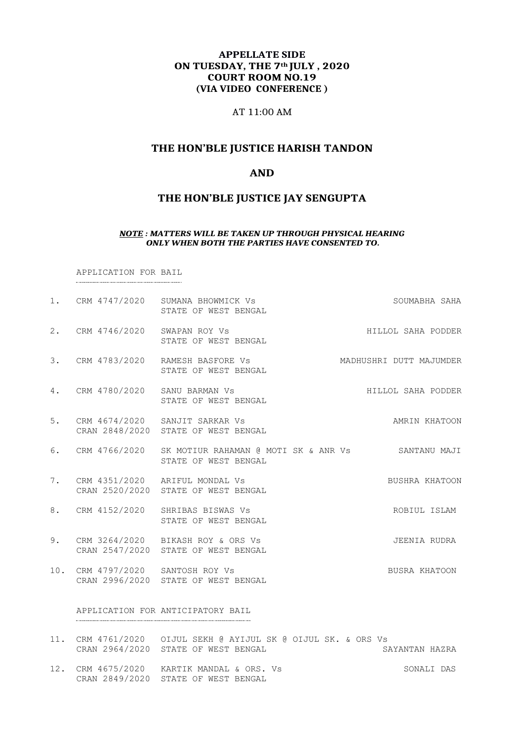**APPELLATE SIDE**
**ON TUESDAY, THE 7th JULY , 2020**
**COURT ROOM NO.19**
**(VIA VIDEO CONFERENCE )**

AT 11:00 AM

## THE HON'BLE JUSTICE HARISH TANDON

## AND

## THE HON'BLE JUSTICE JAY SENGUPTA

***NOTE : MATTERS WILL BE TAKEN UP THROUGH PHYSICAL HEARING ONLY WHEN BOTH THE PARTIES HAVE CONSENTED TO.***

APPLICATION FOR BAIL

| | | | |
|---|---|---|---|
| 1. | CRM 4747/2020 | SUMANA BHOWMICK Vs<br>STATE OF WEST BENGAL | SOUMABHA SAHA |
| 2. | CRM 4746/2020 | SWAPAN ROY Vs<br>STATE OF WEST BENGAL | HILLOL SAHA PODDER |
| 3. | CRM 4783/2020 | RAMESH BASFORE Vs<br>STATE OF WEST BENGAL | MADHUSHRI DUTT MAJUMDER |
| 4. | CRM 4780/2020 | SANU BARMAN Vs<br>STATE OF WEST BENGAL | HILLOL SAHA PODDER |
| 5. | CRM 4674/2020<br>CRAN 2848/2020 | SANJIT SARKAR Vs<br>STATE OF WEST BENGAL | AMRIN KHATOON |
| 6. | CRM 4766/2020 | SK MOTIUR RAHAMAN @ MOTI SK & ANR Vs<br>STATE OF WEST BENGAL | SANTANU MAJI |
| 7. | CRM 4351/2020<br>CRAN 2520/2020 | ARIFUL MONDAL Vs<br>STATE OF WEST BENGAL | BUSHRA KHATOON |
| 8. | CRM 4152/2020 | SHRIBAS BISWAS Vs<br>STATE OF WEST BENGAL | ROBIUL ISLAM |
| 9. | CRM 3264/2020<br>CRAN 2547/2020 | BIKASH ROY & ORS Vs<br>STATE OF WEST BENGAL | JEENIA RUDRA |
| 10. | CRM 4797/2020<br>CRAN 2996/2020 | SANTOSH ROY Vs<br>STATE OF WEST BENGAL | BUSRA KHATOON |

APPLICATION FOR ANTICIPATORY BAIL

| | | | |
|---|---|---|---|
| 11. | CRM 4761/2020<br>CRAN 2964/2020 | OIJUL SEKH @ AYIJUL SK @ OIJUL SK. & ORS Vs<br>STATE OF WEST BENGAL | SAYANTAN HAZRA |
| 12. | CRM 4675/2020<br>CRAN 2849/2020 | KARTIK MANDAL & ORS. Vs<br>STATE OF WEST BENGAL | SONALI DAS |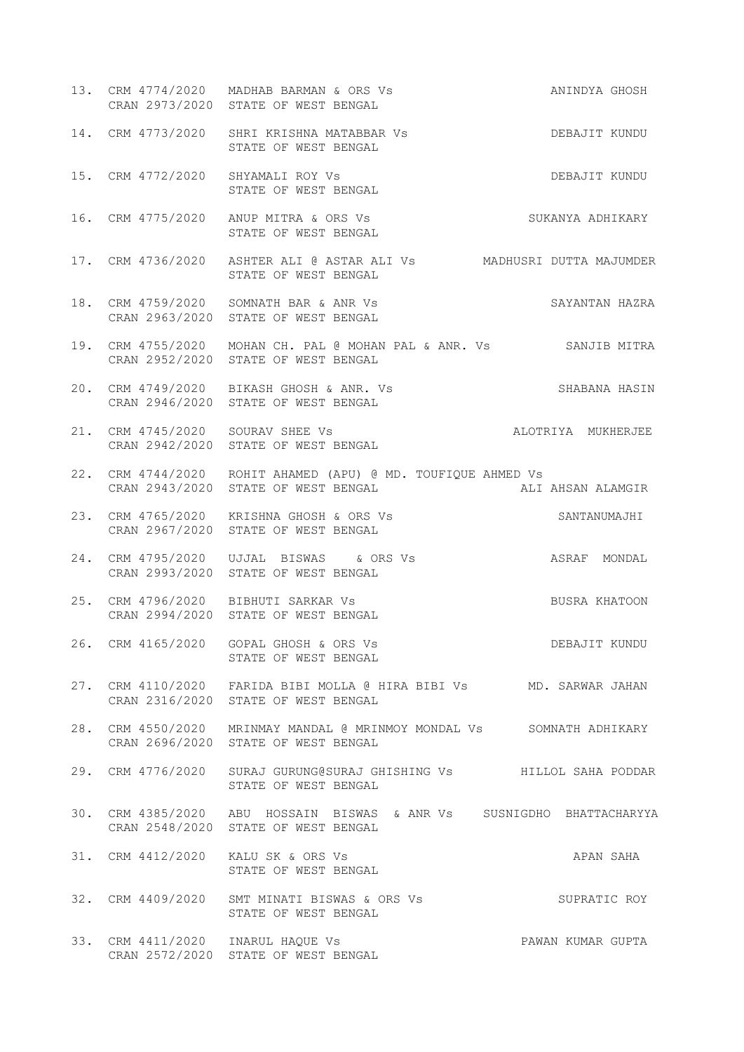13. CRM 4774/2020 MADHAB BARMAN & ORS Vs ANINDYA GHOSH
    CRAN 2973/2020 STATE OF WEST BENGAL

14. CRM 4773/2020 SHRI KRISHNA MATABBAR Vs DEBAJIT KUNDU
    STATE OF WEST BENGAL

15. CRM 4772/2020 SHYAMALI ROY Vs DEBAJIT KUNDU
    STATE OF WEST BENGAL

16. CRM 4775/2020 ANUP MITRA & ORS Vs SUKANYA ADHIKARY
    STATE OF WEST BENGAL

17. CRM 4736/2020 ASHTER ALI @ ASTAR ALI Vs MADHUSRI DUTTA MAJUMDER
    STATE OF WEST BENGAL

18. CRM 4759/2020 SOMNATH BAR & ANR Vs SAYANTAN HAZRA
    CRAN 2963/2020 STATE OF WEST BENGAL

19. CRM 4755/2020 MOHAN CH. PAL @ MOHAN PAL & ANR. Vs SANJIB MITRA
    CRAN 2952/2020 STATE OF WEST BENGAL

20. CRM 4749/2020 BIKASH GHOSH & ANR. Vs SHABANA HASIN
    CRAN 2946/2020 STATE OF WEST BENGAL

21. CRM 4745/2020 SOURAV SHEE Vs ALOTRIYA MUKHERJEE
    CRAN 2942/2020 STATE OF WEST BENGAL

22. CRM 4744/2020 ROHIT AHAMED (APU) @ MD. TOUFIQUE AHMED Vs
    CRAN 2943/2020 STATE OF WEST BENGAL ALI AHSAN ALAMGIR

23. CRM 4765/2020 KRISHNA GHOSH & ORS Vs SANTANUMAJHI
    CRAN 2967/2020 STATE OF WEST BENGAL

24. CRM 4795/2020 UJJAL BISWAS & ORS Vs ASRAF MONDAL
    CRAN 2993/2020 STATE OF WEST BENGAL

25. CRM 4796/2020 BIBHUTI SARKAR Vs BUSRA KHATOON
    CRAN 2994/2020 STATE OF WEST BENGAL

26. CRM 4165/2020 GOPAL GHOSH & ORS Vs DEBAJIT KUNDU
    STATE OF WEST BENGAL

27. CRM 4110/2020 FARIDA BIBI MOLLA @ HIRA BIBI Vs MD. SARWAR JAHAN
    CRAN 2316/2020 STATE OF WEST BENGAL

28. CRM 4550/2020 MRINMAY MANDAL @ MRINMOY MONDAL Vs SOMNATH ADHIKARY
    CRAN 2696/2020 STATE OF WEST BENGAL

29. CRM 4776/2020 SURAJ GURUNG@SURAJ GHISHING Vs HILLOL SAHA PODDAR
    STATE OF WEST BENGAL

30. CRM 4385/2020 ABU HOSSAIN BISWAS & ANR Vs SUSNIGDHO BHATTACHARYYA
    CRAN 2548/2020 STATE OF WEST BENGAL

31. CRM 4412/2020 KALU SK & ORS Vs APAN SAHA
    STATE OF WEST BENGAL

32. CRM 4409/2020 SMT MINATI BISWAS & ORS Vs SUPRATIC ROY
    STATE OF WEST BENGAL

33. CRM 4411/2020 INARUL HAQUE Vs PAWAN KUMAR GUPTA
    CRAN 2572/2020 STATE OF WEST BENGAL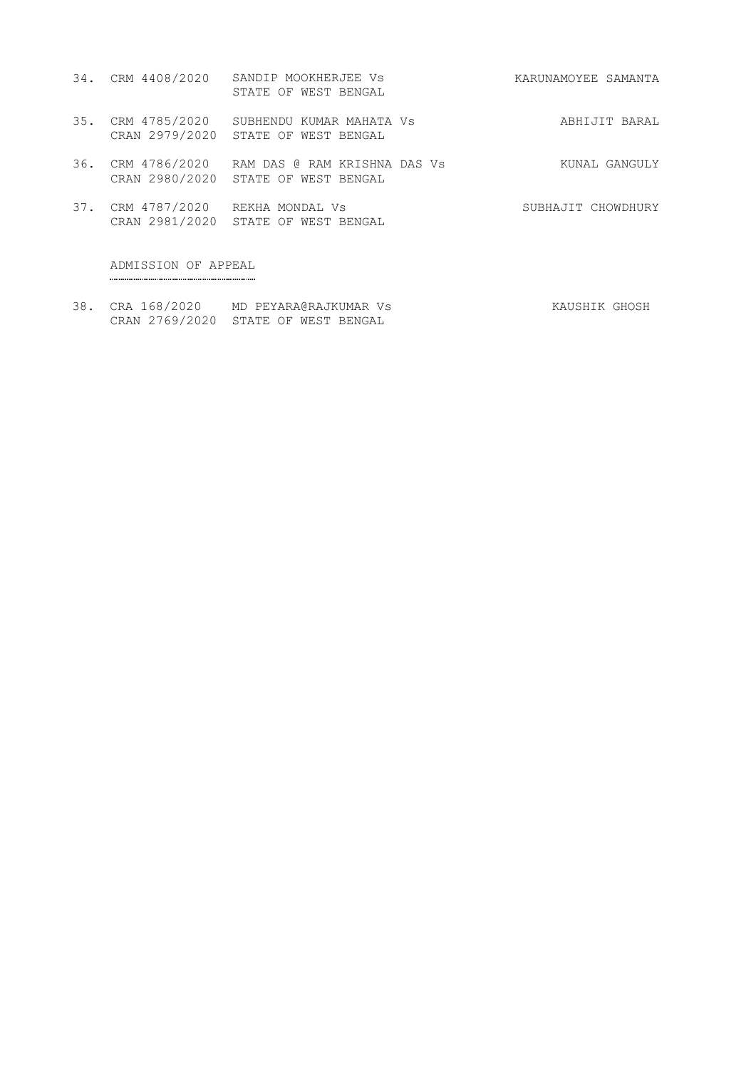34. CRM 4408/2020 SANDIP MOOKHERJEE Vs STATE OF WEST BENGAL — KARUNAMOYEE SAMANTA

35. CRM 4785/2020 CRAN 2979/2020 SUBHENDU KUMAR MAHATA Vs STATE OF WEST BENGAL — ABHIJIT BARAL

36. CRM 4786/2020 CRAN 2980/2020 RAM DAS @ RAM KRISHNA DAS Vs STATE OF WEST BENGAL — KUNAL GANGULY

37. CRM 4787/2020 CRAN 2981/2020 REKHA MONDAL Vs STATE OF WEST BENGAL — SUBHAJIT CHOWDHURY

ADMISSION OF APPEAL

38. CRA 168/2020 CRAN 2769/2020 MD PEYARA@RAJKUMAR Vs STATE OF WEST BENGAL — KAUSHIK GHOSH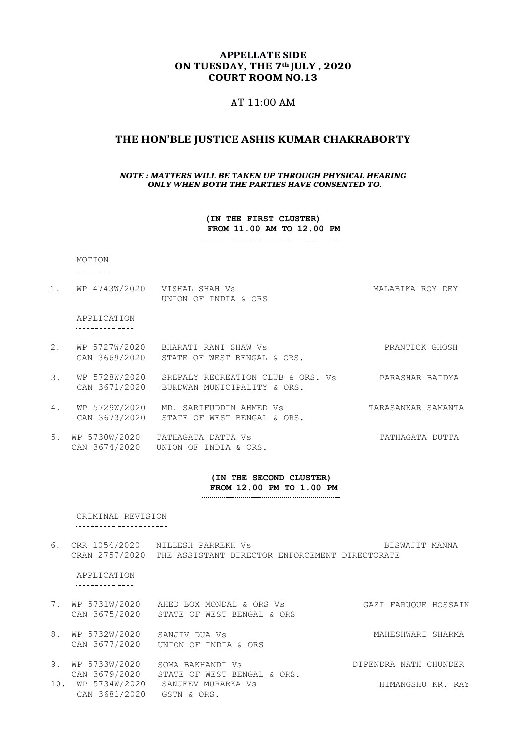**APPELLATE SIDE**
**ON TUESDAY, THE 7th JULY , 2020**
**COURT ROOM NO.13**

AT 11:00 AM

## THE HON'BLE JUSTICE ASHIS KUMAR CHAKRABORTY

***NOTE : MATTERS WILL BE TAKEN UP THROUGH PHYSICAL HEARING ONLY WHEN BOTH THE PARTIES HAVE CONSENTED TO.***

**(IN THE FIRST CLUSTER)**
**FROM 11.00 AM TO 12.00 PM**

MOTION

| | | | |
|---|---|---|---|
| 1. | WP 4743W/2020 | VISHAL SHAH Vs<br>UNION OF INDIA & ORS | MALABIKA ROY DEY |

APPLICATION

| | | | |
|---|---|---|---|
| 2. | WP 5727W/2020<br>CAN 3669/2020 | BHARATI RANI SHAW Vs<br>STATE OF WEST BENGAL & ORS. | PRANTICK GHOSH |
| 3. | WP 5728W/2020<br>CAN 3671/2020 | SREPALY RECREATION CLUB & ORS. Vs<br>BURDWAN MUNICIPALITY & ORS. | PARASHAR BAIDYA |
| 4. | WP 5729W/2020<br>CAN 3673/2020 | MD. SARIFUDDIN AHMED Vs<br>STATE OF WEST BENGAL & ORS. | TARASANKAR SAMANTA |
| 5. | WP 5730W/2020<br>CAN 3674/2020 | TATHAGATA DATTA Vs<br>UNION OF INDIA & ORS. | TATHAGATA DUTTA |

**(IN THE SECOND CLUSTER)**
**FROM 12.00 PM TO 1.00 PM**

CRIMINAL REVISION

| | | | |
|---|---|---|---|
| 6. | CRR 1054/2020<br>CRAN 2757/2020 | NILLESH PARREKH Vs<br>THE ASSISTANT DIRECTOR ENFORCEMENT DIRECTORATE | BISWAJIT MANNA |

APPLICATION

| | | | |
|---|---|---|---|
| 7. | WP 5731W/2020<br>CAN 3675/2020 | AHED BOX MONDAL & ORS Vs<br>STATE OF WEST BENGAL & ORS | GAZI FARUQUE HOSSAIN |
| 8. | WP 5732W/2020<br>CAN 3677/2020 | SANJIV DUA Vs<br>UNION OF INDIA & ORS | MAHESHWARI SHARMA |
| 9. | WP 5733W/2020<br>CAN 3679/2020 | SOMA BAKHANDI Vs<br>STATE OF WEST BENGAL & ORS. | DIPENDRA NATH CHUNDER |
| 10. | WP 5734W/2020<br>CAN 3681/2020 | SANJEEV MURARKA Vs<br>GSTN & ORS. | HIMANGSHU KR. RAY |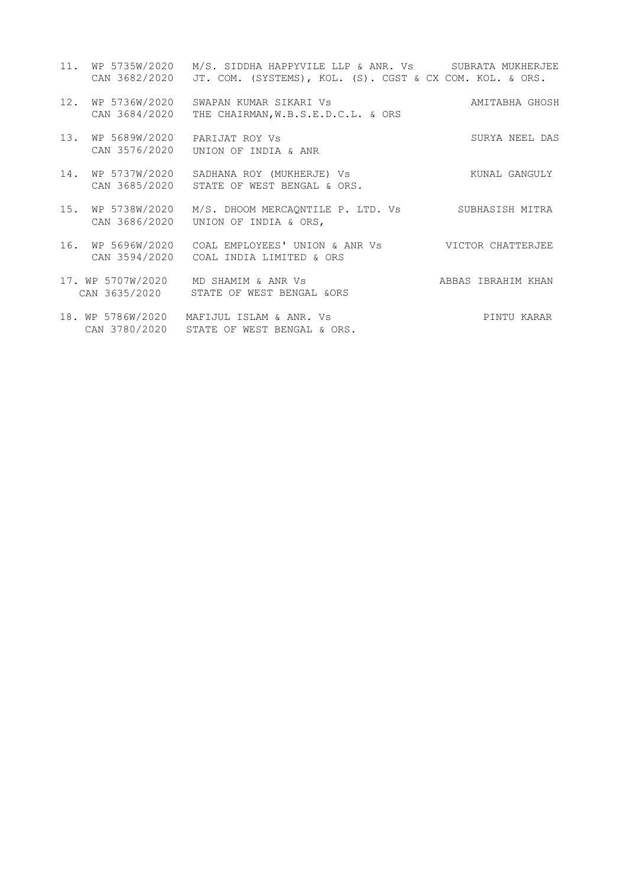11. WP 5735W/2020 M/S. SIDDHA HAPPYVILE LLP & ANR. Vs SUBRATA MUKHERJEE
    CAN 3682/2020 JT. COM. (SYSTEMS), KOL. (S). CGST & CX COM. KOL. & ORS.

12. WP 5736W/2020 SWAPAN KUMAR SIKARI Vs AMITABHA GHOSH
    CAN 3684/2020 THE CHAIRMAN,W.B.S.E.D.C.L. & ORS

13. WP 5689W/2020 PARIJAT ROY Vs SURYA NEEL DAS
    CAN 3576/2020 UNION OF INDIA & ANR

14. WP 5737W/2020 SADHANA ROY (MUKHERJE) Vs KUNAL GANGULY
    CAN 3685/2020 STATE OF WEST BENGAL & ORS.

15. WP 5738W/2020 M/S. DHOOM MERCAQNTILE P. LTD. Vs SUBHASISH MITRA
    CAN 3686/2020 UNION OF INDIA & ORS,

16. WP 5696W/2020 COAL EMPLOYEES' UNION & ANR Vs VICTOR CHATTERJEE
    CAN 3594/2020 COAL INDIA LIMITED & ORS

17. WP 5707W/2020 MD SHAMIM & ANR Vs ABBAS IBRAHIM KHAN
    CAN 3635/2020 STATE OF WEST BENGAL &ORS

18. WP 5786W/2020 MAFIJUL ISLAM & ANR. Vs PINTU KARAR
    CAN 3780/2020 STATE OF WEST BENGAL & ORS.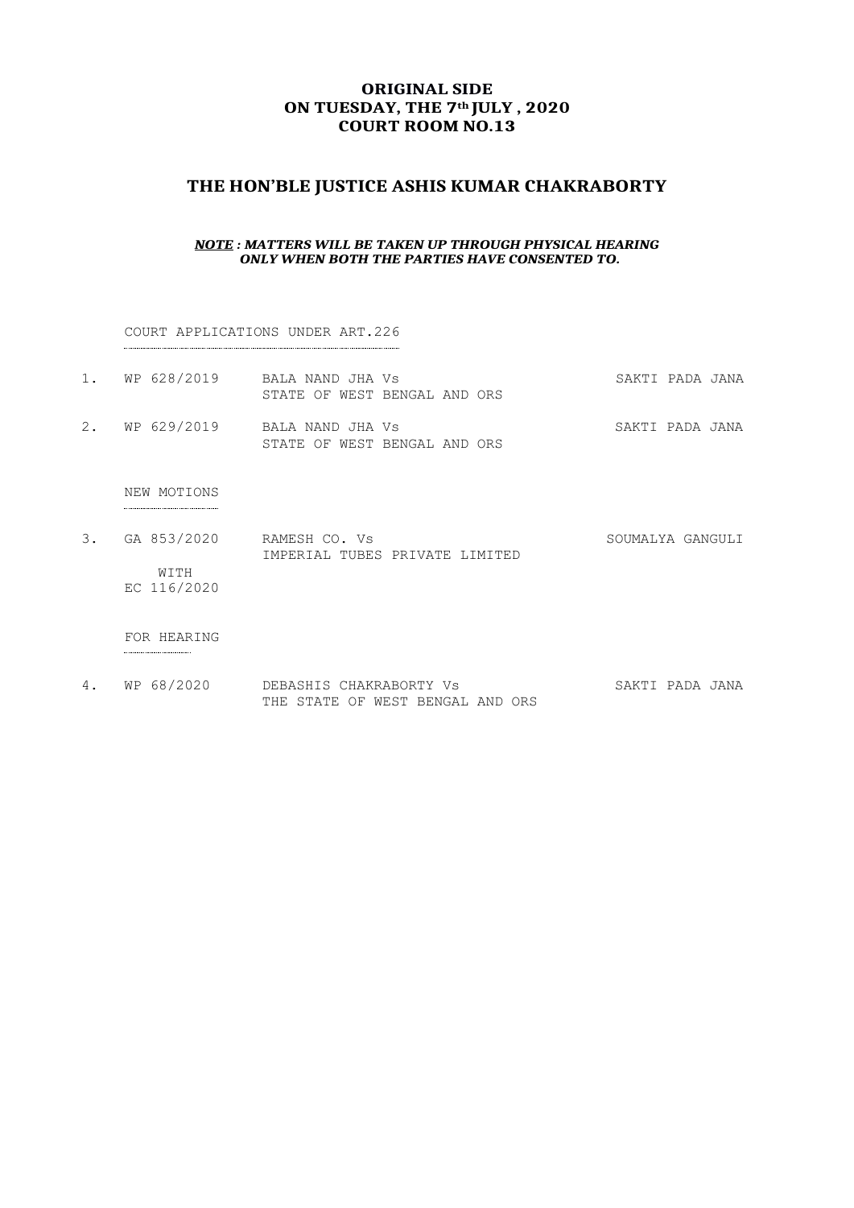**ORIGINAL SIDE**
**ON TUESDAY, THE 7th JULY , 2020**
**COURT ROOM NO.13**

## THE HON'BLE JUSTICE ASHIS KUMAR CHAKRABORTY

***NOTE : MATTERS WILL BE TAKEN UP THROUGH PHYSICAL HEARING ONLY WHEN BOTH THE PARTIES HAVE CONSENTED TO.***

COURT APPLICATIONS UNDER ART.226

| | | | |
|---|---|---|---|
| 1. | WP 628/2019 | BALA NAND JHA Vs<br>STATE OF WEST BENGAL AND ORS | SAKTI PADA JANA |
| 2. | WP 629/2019 | BALA NAND JHA Vs<br>STATE OF WEST BENGAL AND ORS | SAKTI PADA JANA |

NEW MOTIONS

| | | | |
|---|---|---|---|
| 3. | GA 853/2020<br>WITH<br>EC 116/2020 | RAMESH CO. Vs<br>IMPERIAL TUBES PRIVATE LIMITED | SOUMALYA GANGULI |

FOR HEARING

| | | | |
|---|---|---|---|
| 4. | WP 68/2020 | DEBASHIS CHAKRABORTY Vs<br>THE STATE OF WEST BENGAL AND ORS | SAKTI PADA JANA |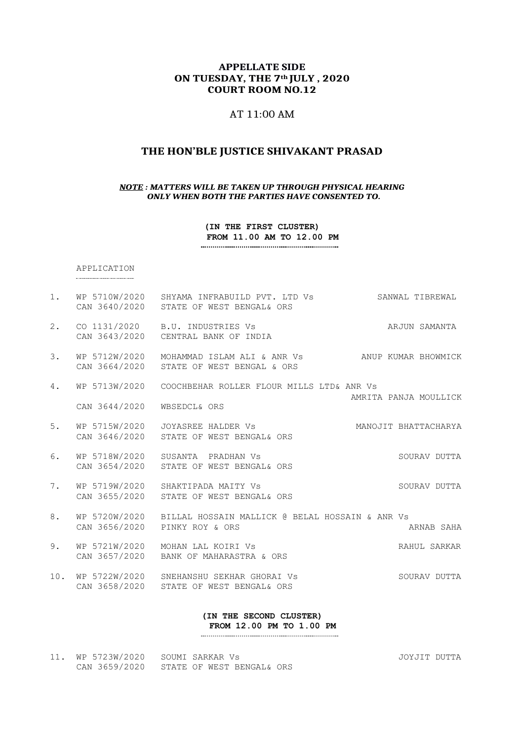**APPELLATE SIDE**
**ON TUESDAY, THE 7th JULY , 2020**
**COURT ROOM NO.12**

AT 11:00 AM

## THE HON'BLE JUSTICE SHIVAKANT PRASAD

***NOTE : MATTERS WILL BE TAKEN UP THROUGH PHYSICAL HEARING ONLY WHEN BOTH THE PARTIES HAVE CONSENTED TO.***

**(IN THE FIRST CLUSTER)**
**FROM 11.00 AM TO 12.00 PM**

APPLICATION

| No. | Case No. | Parties | Advocate |
|---|---|---|---|
| 1. | WP 5710W/2020<br>CAN 3640/2020 | SHYAMA INFRABUILD PVT. LTD Vs<br>STATE OF WEST BENGAL& ORS | SANWAL TIBREWAL |
| 2. | CO 1131/2020<br>CAN 3643/2020 | B.U. INDUSTRIES Vs<br>CENTRAL BANK OF INDIA | ARJUN SAMANTA |
| 3. | WP 5712W/2020<br>CAN 3664/2020 | MOHAMMAD ISLAM ALI & ANR Vs<br>STATE OF WEST BENGAL & ORS | ANUP KUMAR BHOWMICK |
| 4. | WP 5713W/2020<br>CAN 3644/2020 | COOCHBEHAR ROLLER FLOUR MILLS LTD& ANR Vs<br>WBSEDCL& ORS | AMRITA PANJA MOULLICK |
| 5. | WP 5715W/2020<br>CAN 3646/2020 | JOYASREE HALDER Vs<br>STATE OF WEST BENGAL& ORS | MANOJIT BHATTACHARYA |
| 6. | WP 5718W/2020<br>CAN 3654/2020 | SUSANTA PRADHAN Vs<br>STATE OF WEST BENGAL& ORS | SOURAV DUTTA |
| 7. | WP 5719W/2020<br>CAN 3655/2020 | SHAKTIPADA MAITY Vs<br>STATE OF WEST BENGAL& ORS | SOURAV DUTTA |
| 8. | WP 5720W/2020<br>CAN 3656/2020 | BILLAL HOSSAIN MALLICK @ BELAL HOSSAIN & ANR Vs<br>PINKY ROY & ORS | ARNAB SAHA |
| 9. | WP 5721W/2020<br>CAN 3657/2020 | MOHAN LAL KOIRI Vs<br>BANK OF MAHARASTRA & ORS | RAHUL SARKAR |
| 10. | WP 5722W/2020<br>CAN 3658/2020 | SNEHANSHU SEKHAR GHORAI Vs<br>STATE OF WEST BENGAL& ORS | SOURAV DUTTA |

**(IN THE SECOND CLUSTER)**
**FROM 12.00 PM TO 1.00 PM**

| No. | Case No. | Parties | Advocate |
|---|---|---|---|
| 11. | WP 5723W/2020<br>CAN 3659/2020 | SOUMI SARKAR Vs<br>STATE OF WEST BENGAL& ORS | JOYJIT DUTTA |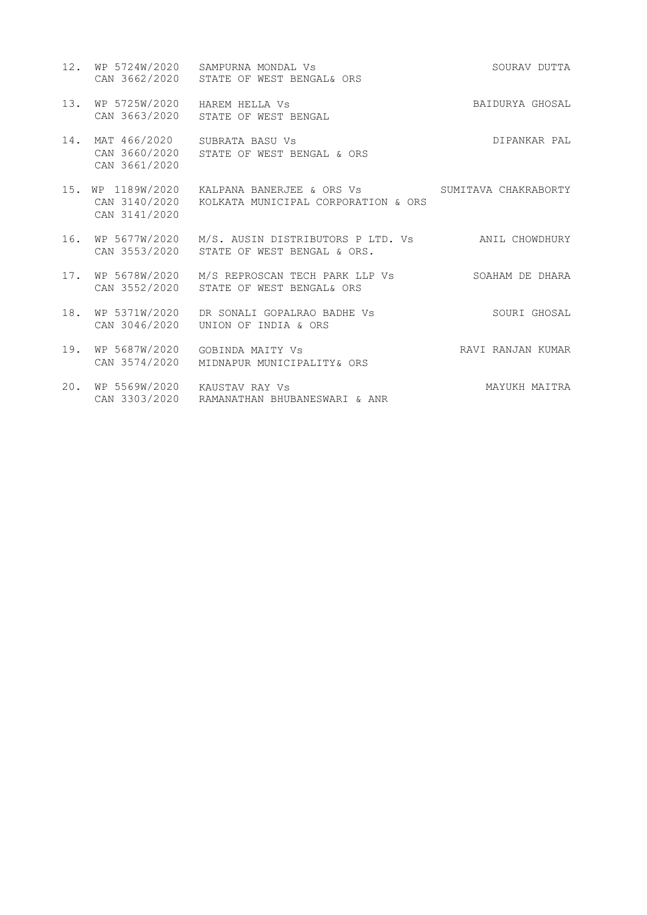| No. | Case No. | Parties | Advocate |
|---|---|---|---|
| 12. | WP 5724W/2020<br>CAN 3662/2020 | SAMPURNA MONDAL Vs<br>STATE OF WEST BENGAL& ORS | SOURAV DUTTA |
| 13. | WP 5725W/2020<br>CAN 3663/2020 | HAREM HELLA Vs<br>STATE OF WEST BENGAL | BAIDURYA GHOSAL |
| 14. | MAT 466/2020<br>CAN 3660/2020<br>CAN 3661/2020 | SUBRATA BASU Vs<br>STATE OF WEST BENGAL & ORS | DIPANKAR PAL |
| 15. | WP 1189W/2020<br>CAN 3140/2020<br>CAN 3141/2020 | KALPANA BANERJEE & ORS Vs<br>KOLKATA MUNICIPAL CORPORATION & ORS | SUMITAVA CHAKRABORTY |
| 16. | WP 5677W/2020<br>CAN 3553/2020 | M/S. AUSIN DISTRIBUTORS P LTD. Vs<br>STATE OF WEST BENGAL & ORS. | ANIL CHOWDHURY |
| 17. | WP 5678W/2020<br>CAN 3552/2020 | M/S REPROSCAN TECH PARK LLP Vs<br>STATE OF WEST BENGAL& ORS | SOAHAM DE DHARA |
| 18. | WP 5371W/2020<br>CAN 3046/2020 | DR SONALI GOPALRAO BADHE Vs<br>UNION OF INDIA & ORS | SOURI GHOSAL |
| 19. | WP 5687W/2020<br>CAN 3574/2020 | GOBINDA MAITY Vs<br>MIDNAPUR MUNICIPALITY& ORS | RAVI RANJAN KUMAR |
| 20. | WP 5569W/2020<br>CAN 3303/2020 | KAUSTAV RAY Vs<br>RAMANATHAN BHUBANESWARI & ANR | MAYUKH MAITRA |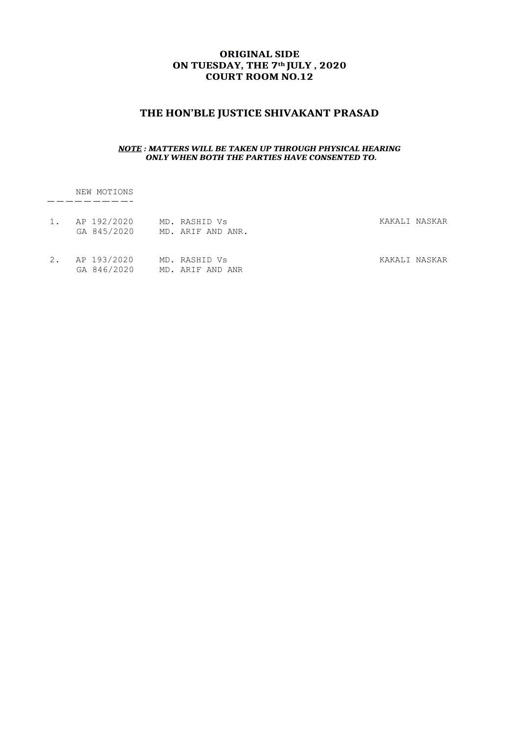**ORIGINAL SIDE**
**ON TUESDAY, THE 7th JULY , 2020**
**COURT ROOM NO.12**

## THE HON'BLE JUSTICE SHIVAKANT PRASAD

***NOTE : MATTERS WILL BE TAKEN UP THROUGH PHYSICAL HEARING ONLY WHEN BOTH THE PARTIES HAVE CONSENTED TO.***

NEW MOTIONS

| | | | |
|---|---|---|---|
| 1. | AP 192/2020<br>GA 845/2020 | MD. RASHID Vs<br>MD. ARIF AND ANR. | KAKALI NASKAR |
| 2. | AP 193/2020<br>GA 846/2020 | MD. RASHID Vs<br>MD. ARIF AND ANR | KAKALI NASKAR |